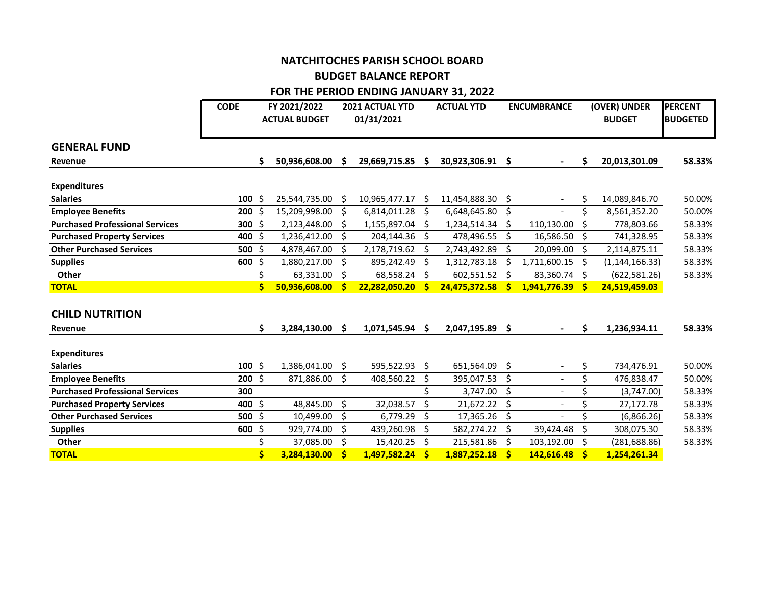# NATCHITOCHES PARISH SCHOOL BOARD

## BUDGET BALANCE REPORT

## FOR THE PERIOD ENDING JANUARY 31, 2022

| | CODE | FY 2021/2022 ACTUAL BUDGET | 2021 ACTUAL YTD 01/31/2021 | ACTUAL YTD | ENCUMBRANCE | (OVER) UNDER BUDGET | PERCENT BUDGETED |
|---|---|---|---|---|---|---|---|
| **GENERAL FUND** | | | | | | | |
| **Revenue** | | **$ 50,936,608.00** | **$ 29,669,715.85** | **$ 30,923,306.91** | **$ -** | **$ 20,013,301.09** | **58.33%** |
| **Expenditures** | | | | | | | |
| **Salaries** | **100** | $ 25,544,735.00 | $ 10,965,477.17 | $ 11,454,888.30 | $ - | $ 14,089,846.70 | 50.00% |
| **Employee Benefits** | **200** | $ 15,209,998.00 | $ 6,814,011.28 | $ 6,648,645.80 | $ - | $ 8,561,352.20 | 50.00% |
| **Purchased Professional Services** | **300** | $ 2,123,448.00 | $ 1,155,897.04 | $ 1,234,514.34 | $ 110,130.00 | $ 778,803.66 | 58.33% |
| **Purchased Property Services** | **400** | $ 1,236,412.00 | $ 204,144.36 | $ 478,496.55 | $ 16,586.50 | $ 741,328.95 | 58.33% |
| **Other Purchased Services** | **500** | $ 4,878,467.00 | $ 2,178,719.62 | $ 2,743,492.89 | $ 20,099.00 | $ 2,114,875.11 | 58.33% |
| **Supplies** | **600** | $ 1,880,217.00 | $ 895,242.49 | $ 1,312,783.18 | $ 1,711,600.15 | $ (1,144,166.33) | 58.33% |
| **Other** | | $ 63,331.00 | $ 68,558.24 | $ 602,551.52 | $ 83,360.74 | $ (622,581.26) | 58.33% |
| **TOTAL** | | **$ 50,936,608.00** | **$ 22,282,050.20** | **$ 24,475,372.58** | **$ 1,941,776.39** | **$ 24,519,459.03** | |
| **CHILD NUTRITION** | | | | | | | |
| **Revenue** | | **$ 3,284,130.00** | **$ 1,071,545.94** | **$ 2,047,195.89** | **$ -** | **$ 1,236,934.11** | **58.33%** |
| **Expenditures** | | | | | | | |
| **Salaries** | **100** | $ 1,386,041.00 | $ 595,522.93 | $ 651,564.09 | $ - | $ 734,476.91 | 50.00% |
| **Employee Benefits** | **200** | $ 871,886.00 | $ 408,560.22 | $ 395,047.53 | $ - | $ 476,838.47 | 50.00% |
| **Purchased Professional Services** | **300** | | | $ 3,747.00 | $ - | $ (3,747.00) | 58.33% |
| **Purchased Property Services** | **400** | $ 48,845.00 | $ 32,038.57 | $ 21,672.22 | $ - | $ 27,172.78 | 58.33% |
| **Other Purchased Services** | **500** | $ 10,499.00 | $ 6,779.29 | $ 17,365.26 | $ - | $ (6,866.26) | 58.33% |
| **Supplies** | **600** | $ 929,774.00 | $ 439,260.98 | $ 582,274.22 | $ 39,424.48 | $ 308,075.30 | 58.33% |
| **Other** | | $ 37,085.00 | $ 15,420.25 | $ 215,581.86 | $ 103,192.00 | $ (281,688.86) | 58.33% |
| **TOTAL** | | **$ 3,284,130.00** | **$ 1,497,582.24** | **$ 1,887,252.18** | **$ 142,616.48** | **$ 1,254,261.34** | |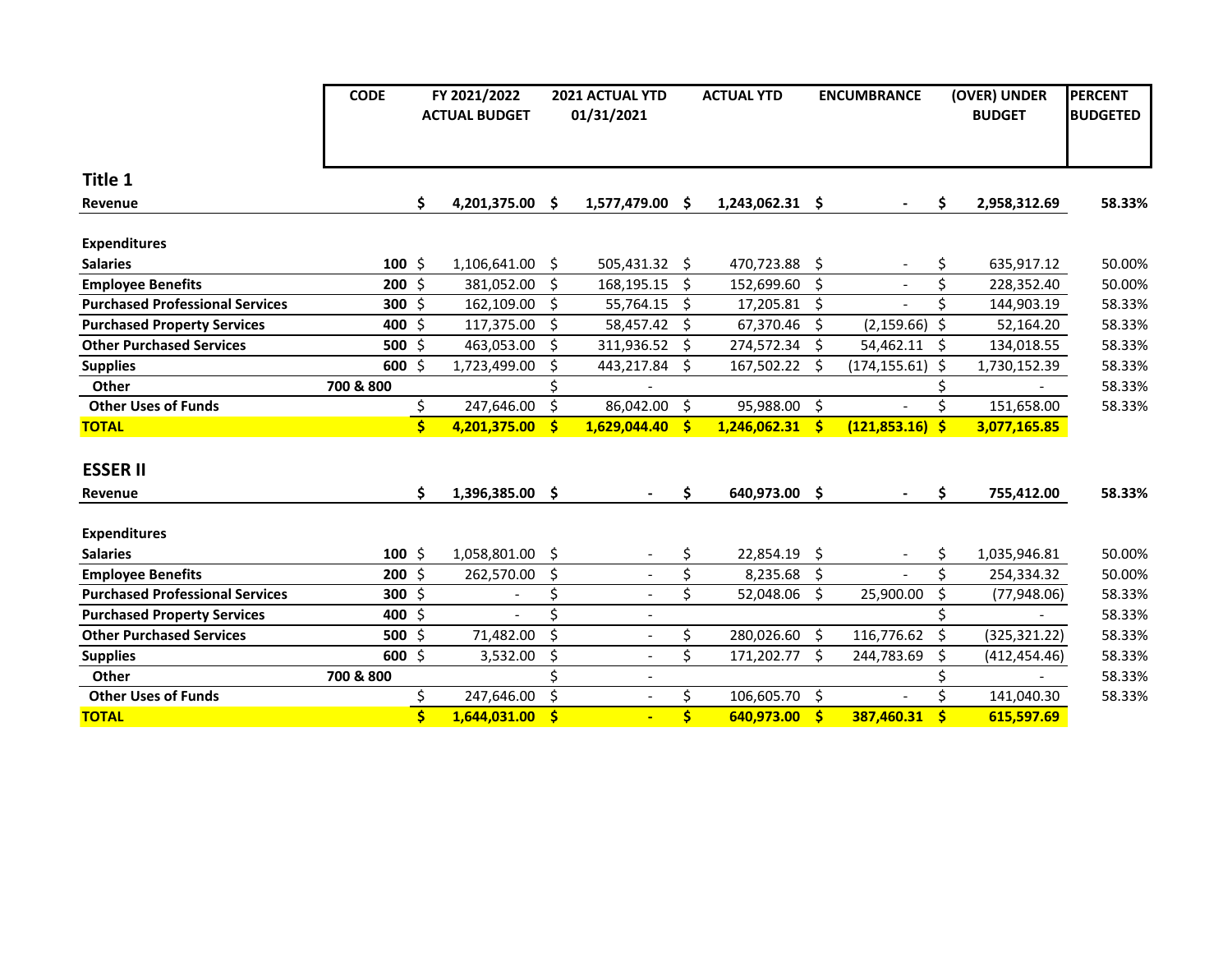| | CODE | FY 2021/2022 ACTUAL BUDGET | 2021 ACTUAL YTD 01/31/2021 | ACTUAL YTD | ENCUMBRANCE | (OVER) UNDER BUDGET | PERCENT BUDGETED |
|---|---|---|---|---|---|---|---|
| **Title 1** | | | | | | | |
| **Revenue** | | **$ 4,201,375.00** | **$ 1,577,479.00** | **$ 1,243,062.31** | **$ -** | **$ 2,958,312.69** | **58.33%** |
| **Expenditures** | | | | | | | |
| **Salaries** | **100** | $ 1,106,641.00 | $ 505,431.32 | $ 470,723.88 | $ - | $ 635,917.12 | 50.00% |
| **Employee Benefits** | **200** | $ 381,052.00 | $ 168,195.15 | $ 152,699.60 | $ - | $ 228,352.40 | 50.00% |
| **Purchased Professional Services** | **300** | $ 162,109.00 | $ 55,764.15 | $ 17,205.81 | $ - | $ 144,903.19 | 58.33% |
| **Purchased Property Services** | **400** | $ 117,375.00 | $ 58,457.42 | $ 67,370.46 | $ (2,159.66) | $ 52,164.20 | 58.33% |
| **Other Purchased Services** | **500** | $ 463,053.00 | $ 311,936.52 | $ 274,572.34 | $ 54,462.11 | $ 134,018.55 | 58.33% |
| **Supplies** | **600** | $ 1,723,499.00 | $ 443,217.84 | $ 167,502.22 | $ (174,155.61) | $ 1,730,152.39 | 58.33% |
| **Other** | **700 & 800** | | $ - | | | $ - | 58.33% |
| **Other Uses of Funds** | | $ 247,646.00 | $ 86,042.00 | $ 95,988.00 | $ - | $ 151,658.00 | 58.33% |
| **TOTAL** | | **$ 4,201,375.00** | **$ 1,629,044.40** | **$ 1,246,062.31** | **$ (121,853.16)** | **$ 3,077,165.85** | |
| **ESSER II** | | | | | | | |
| **Revenue** | | **$ 1,396,385.00** | **$ -** | **$ 640,973.00** | **$ -** | **$ 755,412.00** | **58.33%** |
| **Expenditures** | | | | | | | |
| **Salaries** | **100** | $ 1,058,801.00 | $ - | $ 22,854.19 | $ - | $ 1,035,946.81 | 50.00% |
| **Employee Benefits** | **200** | $ 262,570.00 | $ - | $ 8,235.68 | $ - | $ 254,334.32 | 50.00% |
| **Purchased Professional Services** | **300** | $ - | $ - | $ 52,048.06 | $ 25,900.00 | $ (77,948.06) | 58.33% |
| **Purchased Property Services** | **400** | $ - | $ - | | | $ - | 58.33% |
| **Other Purchased Services** | **500** | $ 71,482.00 | $ - | $ 280,026.60 | $ 116,776.62 | $ (325,321.22) | 58.33% |
| **Supplies** | **600** | $ 3,532.00 | $ - | $ 171,202.77 | $ 244,783.69 | $ (412,454.46) | 58.33% |
| **Other** | **700 & 800** | | $ - | | | $ - | 58.33% |
| **Other Uses of Funds** | | $ 247,646.00 | $ - | $ 106,605.70 | $ - | $ 141,040.30 | 58.33% |
| **TOTAL** | | **$ 1,644,031.00** | **$ -** | **$ 640,973.00** | **$ 387,460.31** | **$ 615,597.69** | |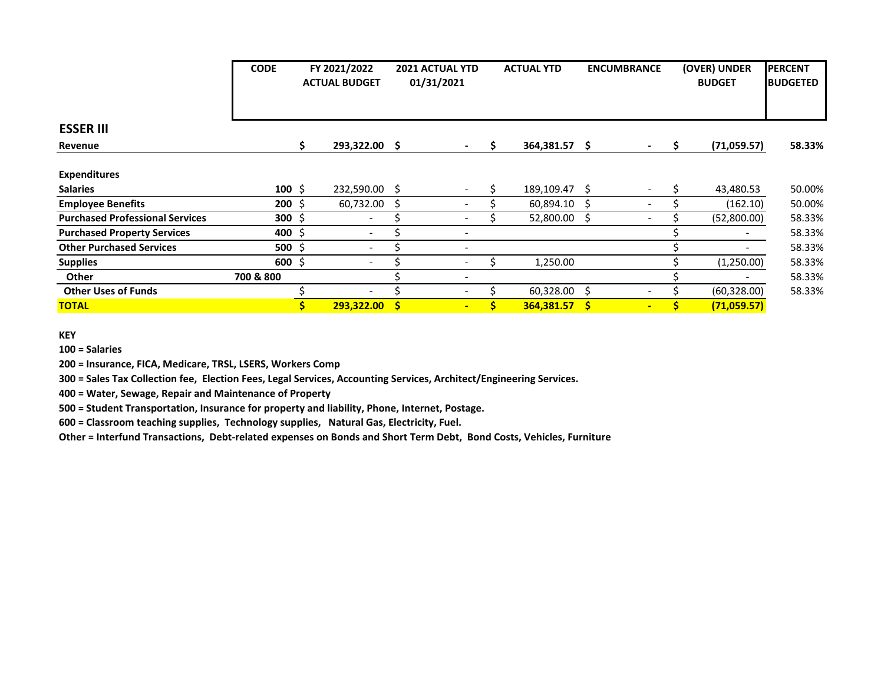| | CODE | FY 2021/2022 ACTUAL BUDGET | 2021 ACTUAL YTD 01/31/2021 | ACTUAL YTD | ENCUMBRANCE | (OVER) UNDER BUDGET | PERCENT BUDGETED |
|---|---|---|---|---|---|---|---|
| **ESSER III** | | | | | | | |
| **Revenue** | | **$ 293,322.00** | **$ -** | **$ 364,381.57** | **$ -** | **$ (71,059.57)** | **58.33%** |
| **Expenditures** | | | | | | | |
| **Salaries** | **100** | $ 232,590.00 | $ - | $ 189,109.47 | $ - | $ 43,480.53 | 50.00% |
| **Employee Benefits** | **200** | $ 60,732.00 | $ - | $ 60,894.10 | $ - | $ (162.10) | 50.00% |
| **Purchased Professional Services** | **300** | $ - | $ - | $ 52,800.00 | $ - | $ (52,800.00) | 58.33% |
| **Purchased Property Services** | **400** | $ - | $ - | | | $ - | 58.33% |
| **Other Purchased Services** | **500** | $ - | $ - | | | $ - | 58.33% |
| **Supplies** | **600** | $ - | $ - | $ 1,250.00 | | $ (1,250.00) | 58.33% |
| **Other** | **700 & 800** | | $ - | | | $ - | 58.33% |
| **Other Uses of Funds** | | $ - | $ - | $ 60,328.00 | $ - | $ (60,328.00) | 58.33% |
| **TOTAL** | | **$ 293,322.00** | **$ -** | **$ 364,381.57** | **$ -** | **$ (71,059.57)** | |

**KEY**

**100 = Salaries**

**200 = Insurance, FICA, Medicare, TRSL, LSERS, Workers Comp**

**300 = Sales Tax Collection fee, Election Fees, Legal Services, Accounting Services, Architect/Engineering Services.**

**400 = Water, Sewage, Repair and Maintenance of Property**

**500 = Student Transportation, Insurance for property and liability, Phone, Internet, Postage.**

**600 = Classroom teaching supplies, Technology supplies, Natural Gas, Electricity, Fuel.**

**Other = Interfund Transactions, Debt-related expenses on Bonds and Short Term Debt, Bond Costs, Vehicles, Furniture**